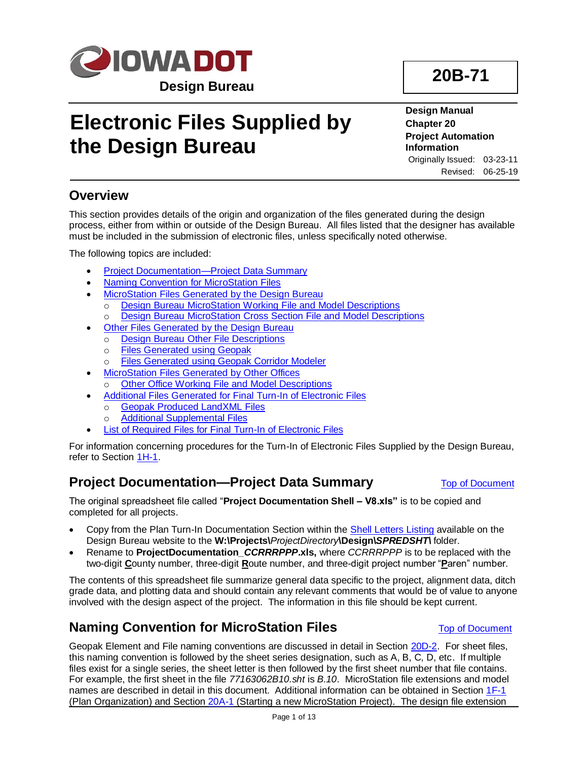IOWADOT

Design Bureau

**20B-71**

# Electronic Files Supplied by the Design Bureau

**Design Manual**
**Chapter 20**
**Project Automation Information**
Originally Issued: 03-23-11
Revised: 06-25-19

## Overview

This section provides details of the origin and organization of the files generated during the design process, either from within or outside of the Design Bureau. All files listed that the designer has available must be included in the submission of electronic files, unless specifically noted otherwise.

The following topics are included:

- Project Documentation—Project Data Summary
- Naming Convention for MicroStation Files
- MicroStation Files Generated by the Design Bureau
    - Design Bureau MicroStation Working File and Model Descriptions
    - Design Bureau MicroStation Cross Section File and Model Descriptions
- Other Files Generated by the Design Bureau
    - Design Bureau Other File Descriptions
    - Files Generated using Geopak
    - Files Generated using Geopak Corridor Modeler
- MicroStation Files Generated by Other Offices
    - Other Office Working File and Model Descriptions
- Additional Files Generated for Final Turn-In of Electronic Files
    - Geopak Produced LandXML Files
    - Additional Supplemental Files
- List of Required Files for Final Turn-In of Electronic Files

For information concerning procedures for the Turn-In of Electronic Files Supplied by the Design Bureau, refer to Section 1H-1.

## Project Documentation—Project Data Summary

Top of Document

The original spreadsheet file called "**Project Documentation Shell – V8.xls"** is to be copied and completed for all projects.

- Copy from the Plan Turn-In Documentation Section within the Shell Letters Listing available on the Design Bureau website to the **W:\Projects\***ProjectDirectory***\Design\*****SPREDSHT*****\** folder.
- Rename to **ProjectDocumentation_*CCRRRPPP*.xls,** where *CCRRRPPP* is to be replaced with the two-digit **C**ounty number, three-digit **R**oute number, and three-digit project number "**P**aren" number.

The contents of this spreadsheet file summarize general data specific to the project, alignment data, ditch grade data, and plotting data and should contain any relevant comments that would be of value to anyone involved with the design aspect of the project. The information in this file should be kept current.

## Naming Convention for MicroStation Files

Top of Document

Geopak Element and File naming conventions are discussed in detail in Section 20D-2. For sheet files, this naming convention is followed by the sheet series designation, such as A, B, C, D, etc. If multiple files exist for a single series, the sheet letter is then followed by the first sheet number that file contains. For example, the first sheet in the file *77163062B10.sht* is *B.10*. MicroStation file extensions and model names are described in detail in this document. Additional information can be obtained in Section 1F-1 (Plan Organization) and Section 20A-1 (Starting a new MicroStation Project). The design file extension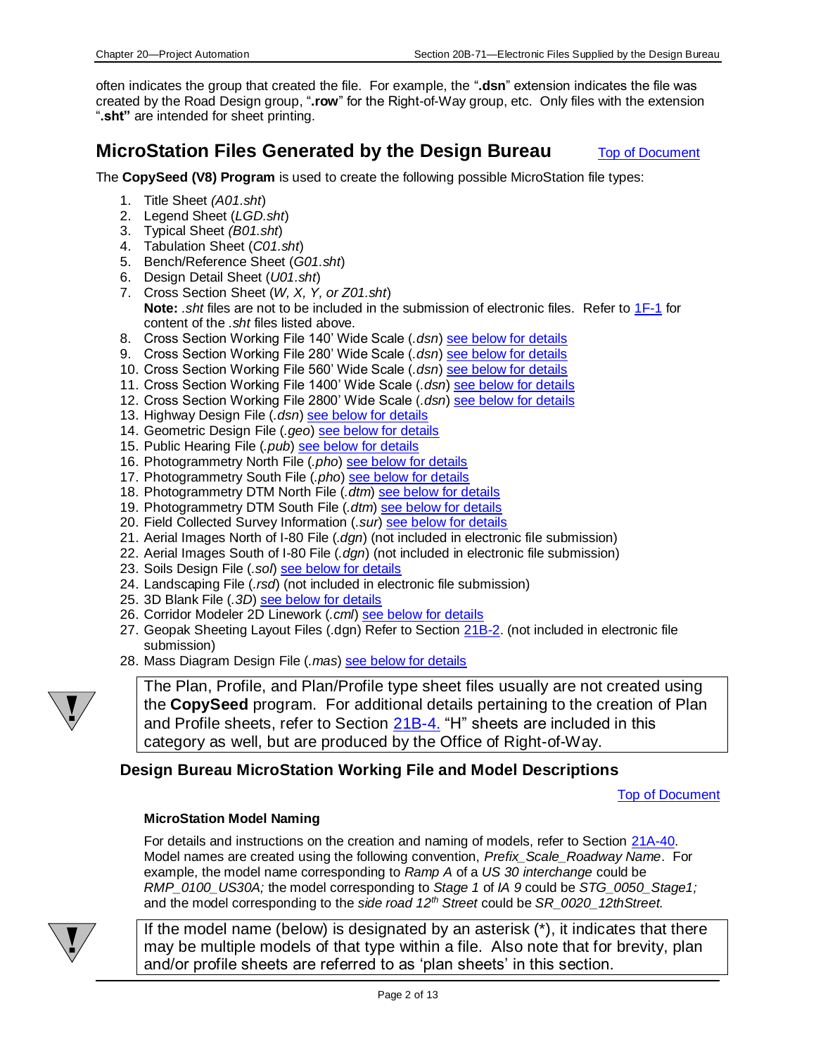often indicates the group that created the file. For example, the "**.dsn**" extension indicates the file was created by the Road Design group, "**.row**" for the Right-of-Way group, etc. Only files with the extension "**.sht"** are intended for sheet printing.

## MicroStation Files Generated by the Design Bureau

Top of Document

The **CopySeed (V8) Program** is used to create the following possible MicroStation file types:

1. Title Sheet *(A01.sht*)
2. Legend Sheet (*LGD.sht*)
3. Typical Sheet *(B01.sht*)
4. Tabulation Sheet (*C01.sht*)
5. Bench/Reference Sheet (*G01.sht*)
6. Design Detail Sheet (*U01.sht*)
7. Cross Section Sheet (*W, X, Y, or Z01.sht*)
   **Note:** *.sht* files are not to be included in the submission of electronic files. Refer to 1F-1 for content of the *.sht* files listed above.
8. Cross Section Working File 140' Wide Scale (*.dsn*) see below for details
9. Cross Section Working File 280' Wide Scale (*.dsn*) see below for details
10. Cross Section Working File 560' Wide Scale (*.dsn*) see below for details
11. Cross Section Working File 1400' Wide Scale (*.dsn*) see below for details
12. Cross Section Working File 2800' Wide Scale (*.dsn*) see below for details
13. Highway Design File (*.dsn*) see below for details
14. Geometric Design File (*.geo*) see below for details
15. Public Hearing File (*.pub*) see below for details
16. Photogrammetry North File (*.pho*) see below for details
17. Photogrammetry South File (*.pho*) see below for details
18. Photogrammetry DTM North File (*.dtm*) see below for details
19. Photogrammetry DTM South File (*.dtm*) see below for details
20. Field Collected Survey Information (*.sur*) see below for details
21. Aerial Images North of I-80 File (*.dgn*) (not included in electronic file submission)
22. Aerial Images South of I-80 File (*.dgn*) (not included in electronic file submission)
23. Soils Design File (*.sol*) see below for details
24. Landscaping File (*.rsd*) (not included in electronic file submission)
25. 3D Blank File (*.3D*) see below for details
26. Corridor Modeler 2D Linework (*.cml*) see below for details
27. Geopak Sheeting Layout Files (.dgn) Refer to Section 21B-2. (not included in electronic file submission)
28. Mass Diagram Design File (*.mas*) see below for details

The Plan, Profile, and Plan/Profile type sheet files usually are not created using the **CopySeed** program. For additional details pertaining to the creation of Plan and Profile sheets, refer to Section 21B-4. "H" sheets are included in this category as well, but are produced by the Office of Right-of-Way.

### Design Bureau MicroStation Working File and Model Descriptions

Top of Document

#### MicroStation Model Naming

For details and instructions on the creation and naming of models, refer to Section 21A-40. Model names are created using the following convention, *Prefix_Scale_Roadway Name*. For example, the model name corresponding to *Ramp A* of a *US 30 interchange* could be *RMP_0100_US30A;* the model corresponding to *Stage 1* of *IA 9* could be *STG_0050_Stage1;* and the model corresponding to the *side road 12th Street* could be *SR_0020_12thStreet.*

If the model name (below) is designated by an asterisk (*), it indicates that there may be multiple models of that type within a file. Also note that for brevity, plan and/or profile sheets are referred to as 'plan sheets' in this section.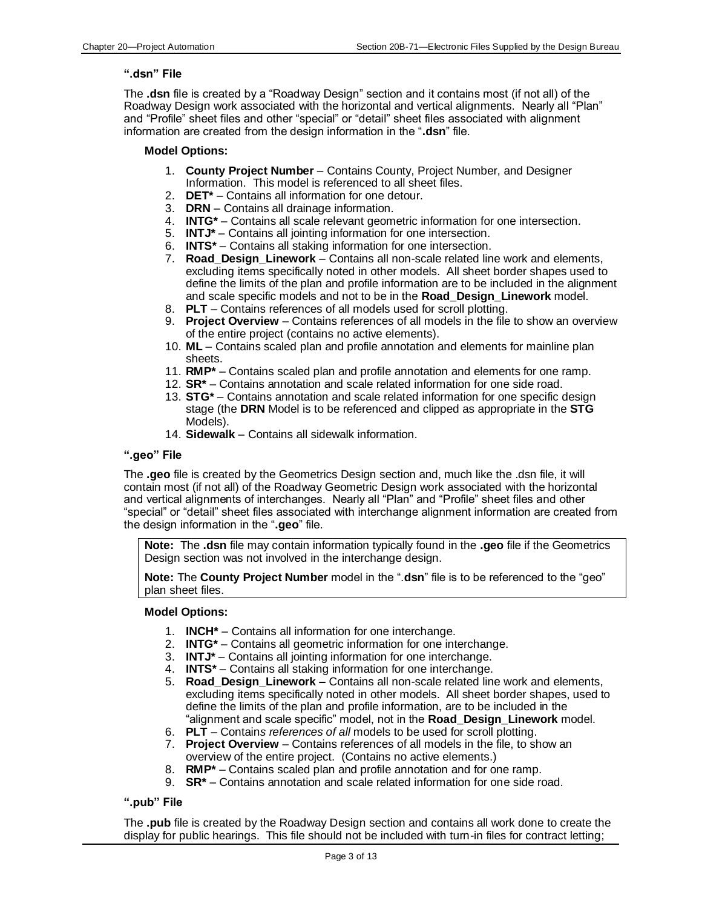### “.dsn” File

The **.dsn** file is created by a “Roadway Design” section and it contains most (if not all) of the Roadway Design work associated with the horizontal and vertical alignments. Nearly all “Plan” and “Profile” sheet files and other “special” or “detail” sheet files associated with alignment information are created from the design information in the “**.dsn**” file.

**Model Options:**

1. **County Project Number** – Contains County, Project Number, and Designer Information. This model is referenced to all sheet files.
2. **DET*** – Contains all information for one detour.
3. **DRN** – Contains all drainage information.
4. **INTG*** – Contains all scale relevant geometric information for one intersection.
5. **INTJ*** – Contains all jointing information for one intersection.
6. **INTS*** – Contains all staking information for one intersection.
7. **Road_Design_Linework** – Contains all non-scale related line work and elements, excluding items specifically noted in other models. All sheet border shapes used to define the limits of the plan and profile information are to be included in the alignment and scale specific models and not to be in the **Road_Design_Linework** model.
8. **PLT** – Contains references of all models used for scroll plotting.
9. **Project Overview** – Contains references of all models in the file to show an overview of the entire project (contains no active elements).
10. **ML** – Contains scaled plan and profile annotation and elements for mainline plan sheets.
11. **RMP*** – Contains scaled plan and profile annotation and elements for one ramp.
12. **SR*** – Contains annotation and scale related information for one side road.
13. **STG*** – Contains annotation and scale related information for one specific design stage (the **DRN** Model is to be referenced and clipped as appropriate in the **STG** Models).
14. **Sidewalk** – Contains all sidewalk information.

### “.geo” File

The **.geo** file is created by the Geometrics Design section and, much like the .dsn file, it will contain most (if not all) of the Roadway Geometric Design work associated with the horizontal and vertical alignments of interchanges. Nearly all “Plan” and “Profile” sheet files and other “special” or “detail” sheet files associated with interchange alignment information are created from the design information in the “**.geo**” file.

> **Note:** The **.dsn** file may contain information typically found in the **.geo** file if the Geometrics Design section was not involved in the interchange design.
>
> **Note:** The **County Project Number** model in the “.**dsn**” file is to be referenced to the “geo” plan sheet files.

**Model Options:**

1. **INCH*** – Contains all information for one interchange.
2. **INTG*** – Contains all geometric information for one interchange.
3. **INTJ*** – Contains all jointing information for one interchange.
4. **INTS*** – Contains all staking information for one interchange.
5. **Road_Design_Linework –** Contains all non-scale related line work and elements, excluding items specifically noted in other models. All sheet border shapes, used to define the limits of the plan and profile information, are to be included in the “alignment and scale specific” model, not in the **Road_Design_Linework** model.
6. **PLT** – Contains *references of all* models to be used for scroll plotting.
7. **Project Overview** – Contains references of all models in the file, to show an overview of the entire project. (Contains no active elements.)
8. **RMP*** – Contains scaled plan and profile annotation and for one ramp.
9. **SR*** – Contains annotation and scale related information for one side road.

### “.pub” File

The **.pub** file is created by the Roadway Design section and contains all work done to create the display for public hearings. This file should not be included with turn-in files for contract letting;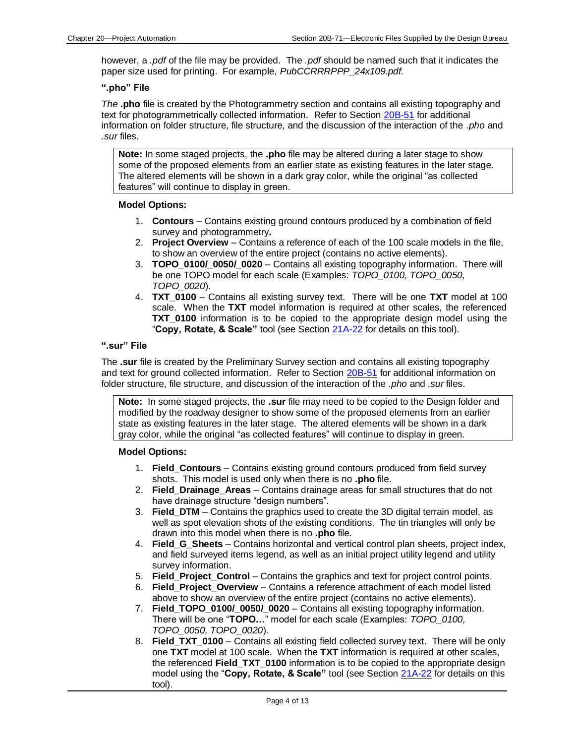however, a *.pdf* of the file may be provided. The *.pdf* should be named such that it indicates the paper size used for printing. For example, *PubCCRRRPPP_24x109.pdf.*

### “.pho” File

*The* **.pho** file is created by the Photogrammetry section and contains all existing topography and text for photogrammetrically collected information. Refer to Section 20B-51 for additional information on folder structure, file structure, and the discussion of the interaction of the *.pho* and *.sur* files.

> **Note:** In some staged projects, the **.pho** file may be altered during a later stage to show some of the proposed elements from an earlier state as existing features in the later stage. The altered elements will be shown in a dark gray color, while the original “as collected features” will continue to display in green.

**Model Options:**

1. **Contours** – Contains existing ground contours produced by a combination of field survey and photogrammetry**.**
2. **Project Overview** – Contains a reference of each of the 100 scale models in the file, to show an overview of the entire project (contains no active elements).
3. **TOPO_0100/_0050/_0020** – Contains all existing topography information. There will be one TOPO model for each scale (Examples: *TOPO_0100, TOPO_0050, TOPO_0020*).
4. **TXT_0100** – Contains all existing survey text. There will be one **TXT** model at 100 scale. When the **TXT** model information is required at other scales, the referenced **TXT_0100** information is to be copied to the appropriate design model using the “**Copy, Rotate, & Scale”** tool (see Section 21A-22 for details on this tool).

### “.sur” File

The **.sur** file is created by the Preliminary Survey section and contains all existing topography and text for ground collected information. Refer to Section 20B-51 for additional information on folder structure, file structure, and discussion of the interaction of the *.pho* and *.sur* files.

> **Note:** In some staged projects, the **.sur** file may need to be copied to the Design folder and modified by the roadway designer to show some of the proposed elements from an earlier state as existing features in the later stage. The altered elements will be shown in a dark gray color, while the original “as collected features” will continue to display in green.

**Model Options:**

1. **Field_Contours** – Contains existing ground contours produced from field survey shots. This model is used only when there is no **.pho** file.
2. **Field_Drainage_Areas** – Contains drainage areas for small structures that do not have drainage structure “design numbers”.
3. **Field_DTM** – Contains the graphics used to create the 3D digital terrain model, as well as spot elevation shots of the existing conditions. The tin triangles will only be drawn into this model when there is no **.pho** file.
4. **Field_G_Sheets** – Contains horizontal and vertical control plan sheets, project index, and field surveyed items legend, as well as an initial project utility legend and utility survey information.
5. **Field_Project_Control** – Contains the graphics and text for project control points.
6. **Field_Project_Overview** – Contains a reference attachment of each model listed above to show an overview of the entire project (contains no active elements).
7. **Field_TOPO_0100/_0050/_0020** – Contains all existing topography information. There will be one “**TOPO…**” model for each scale (Examples: *TOPO_0100, TOPO_0050, TOPO_0020*).
8. **Field_TXT_0100** – Contains all existing field collected survey text. There will be only one **TXT** model at 100 scale. When the **TXT** information is required at other scales, the referenced **Field_TXT_0100** information is to be copied to the appropriate design model using the “**Copy, Rotate, & Scale”** tool (see Section 21A-22 for details on this tool).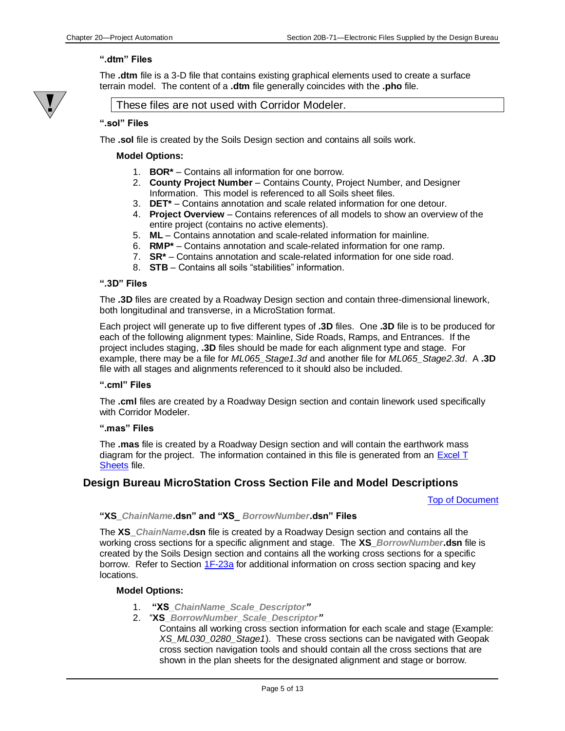### ".dtm" Files

The **.dtm** file is a 3-D file that contains existing graphical elements used to create a surface terrain model. The content of a **.dtm** file generally coincides with the **.pho** file.

> These files are not used with Corridor Modeler.

### ".sol" Files

The **.sol** file is created by the Soils Design section and contains all soils work.

**Model Options:**

1. **BOR*** – Contains all information for one borrow.
2. **County Project Number** – Contains County, Project Number, and Designer Information. This model is referenced to all Soils sheet files.
3. **DET*** – Contains annotation and scale related information for one detour.
4. **Project Overview** – Contains references of all models to show an overview of the entire project (contains no active elements).
5. **ML** – Contains annotation and scale-related information for mainline.
6. **RMP*** – Contains annotation and scale-related information for one ramp.
7. **SR*** – Contains annotation and scale-related information for one side road.
8. **STB** – Contains all soils "stabilities" information.

### ".3D" Files

The **.3D** files are created by a Roadway Design section and contain three-dimensional linework, both longitudinal and transverse, in a MicroStation format.

Each project will generate up to five different types of **.3D** files. One **.3D** file is to be produced for each of the following alignment types: Mainline, Side Roads, Ramps, and Entrances. If the project includes staging, **.3D** files should be made for each alignment type and stage. For example, there may be a file for *ML065_Stage1.3d* and another file for *ML065_Stage2.3d*. A **.3D** file with all stages and alignments referenced to it should also be included.

### ".cml" Files

The **.cml** files are created by a Roadway Design section and contain linework used specifically with Corridor Modeler.

### ".mas" Files

The **.mas** file is created by a Roadway Design section and will contain the earthwork mass diagram for the project. The information contained in this file is generated from an [Excel T Sheets]() file.

## Design Bureau MicroStation Cross Section File and Model Descriptions

[Top of Document]()

### "XS_*ChainName*.dsn" and "XS_ *BorrowNumber*.dsn" Files

The **XS_*ChainName*.dsn** file is created by a Roadway Design section and contains all the working cross sections for a specific alignment and stage. The **XS_*BorrowNumber*.dsn** file is created by the Soils Design section and contains all the working cross sections for a specific borrow. Refer to Section [1F-23a]() for additional information on cross section spacing and key locations.

**Model Options:**

1. **"XS_*ChainName_Scale_Descriptor*"**
2. "**XS_*BorrowNumber_Scale_Descriptor*"**

   Contains all working cross section information for each scale and stage (Example: *XS_ML030_0280_Stage1*). These cross sections can be navigated with Geopak cross section navigation tools and should contain all the cross sections that are shown in the plan sheets for the designated alignment and stage or borrow.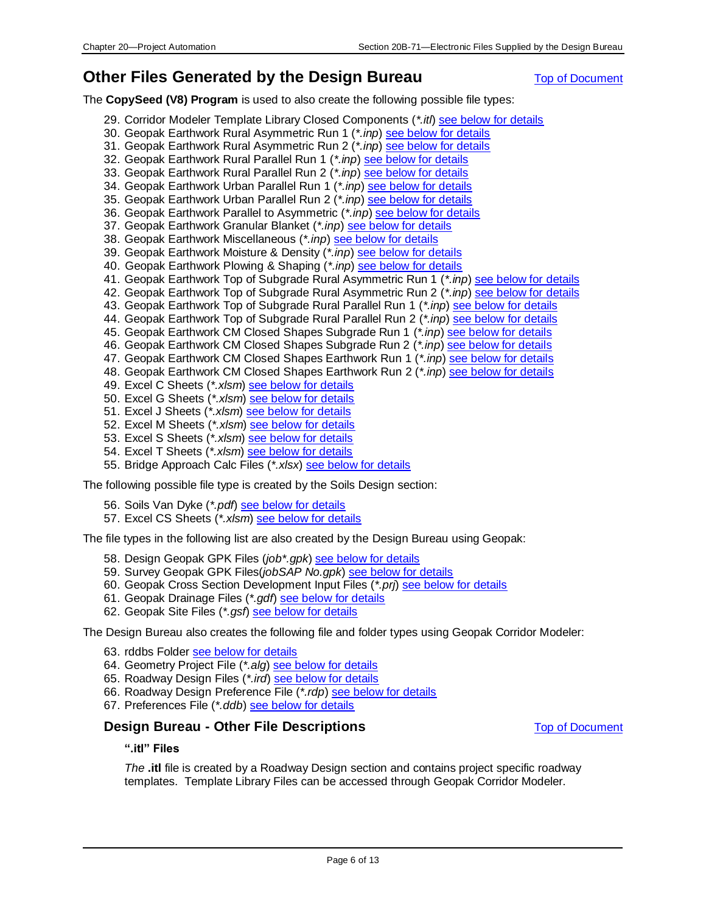## Other Files Generated by the Design Bureau

Top of Document

The **CopySeed (V8) Program** is used to also create the following possible file types:

29. Corridor Modeler Template Library Closed Components (*\*.itl*) see below for details
30. Geopak Earthwork Rural Asymmetric Run 1 (*\*.inp*) see below for details
31. Geopak Earthwork Rural Asymmetric Run 2 (*\*.inp*) see below for details
32. Geopak Earthwork Rural Parallel Run 1 (*\*.inp*) see below for details
33. Geopak Earthwork Rural Parallel Run 2 (*\*.inp*) see below for details
34. Geopak Earthwork Urban Parallel Run 1 (*\*.inp*) see below for details
35. Geopak Earthwork Urban Parallel Run 2 (*\*.inp*) see below for details
36. Geopak Earthwork Parallel to Asymmetric (*\*.inp*) see below for details
37. Geopak Earthwork Granular Blanket (*\*.inp*) see below for details
38. Geopak Earthwork Miscellaneous (*\*.inp*) see below for details
39. Geopak Earthwork Moisture & Density (*\*.inp*) see below for details
40. Geopak Earthwork Plowing & Shaping (*\*.inp*) see below for details
41. Geopak Earthwork Top of Subgrade Rural Asymmetric Run 1 (*\*.inp*) see below for details
42. Geopak Earthwork Top of Subgrade Rural Asymmetric Run 2 (*\*.inp*) see below for details
43. Geopak Earthwork Top of Subgrade Rural Parallel Run 1 (*\*.inp*) see below for details
44. Geopak Earthwork Top of Subgrade Rural Parallel Run 2 (*\*.inp*) see below for details
45. Geopak Earthwork CM Closed Shapes Subgrade Run 1 (*\*.inp*) see below for details
46. Geopak Earthwork CM Closed Shapes Subgrade Run 2 (*\*.inp*) see below for details
47. Geopak Earthwork CM Closed Shapes Earthwork Run 1 (*\*.inp*) see below for details
48. Geopak Earthwork CM Closed Shapes Earthwork Run 2 (*\*.inp*) see below for details
49. Excel C Sheets (*\*.xlsm*) see below for details
50. Excel G Sheets (*\*.xlsm*) see below for details
51. Excel J Sheets (*\*.xlsm*) see below for details
52. Excel M Sheets (*\*.xlsm*) see below for details
53. Excel S Sheets (*\*.xlsm*) see below for details
54. Excel T Sheets (*\*.xlsm*) see below for details
55. Bridge Approach Calc Files (*\*.xlsx*) see below for details

The following possible file type is created by the Soils Design section:

56. Soils Van Dyke (*\*.pdf*) see below for details
57. Excel CS Sheets (*\*.xlsm*) see below for details

The file types in the following list are also created by the Design Bureau using Geopak:

58. Design Geopak GPK Files (*job\*.gpk*) see below for details
59. Survey Geopak GPK Files(*jobSAP No.gpk*) see below for details
60. Geopak Cross Section Development Input Files (*\*.prj*) see below for details
61. Geopak Drainage Files (*\*.gdf*) see below for details
62. Geopak Site Files (*\*.gsf*) see below for details

The Design Bureau also creates the following file and folder types using Geopak Corridor Modeler:

63. rddbs Folder see below for details
64. Geometry Project File (*\*.alg*) see below for details
65. Roadway Design Files (*\*.ird*) see below for details
66. Roadway Design Preference File (*\*.rdp*) see below for details
67. Preferences File (*\*.ddb*) see below for details

### Design Bureau - Other File Descriptions

Top of Document

#### ".itl" Files

*The* **.itl** file is created by a Roadway Design section and contains project specific roadway templates. Template Library Files can be accessed through Geopak Corridor Modeler.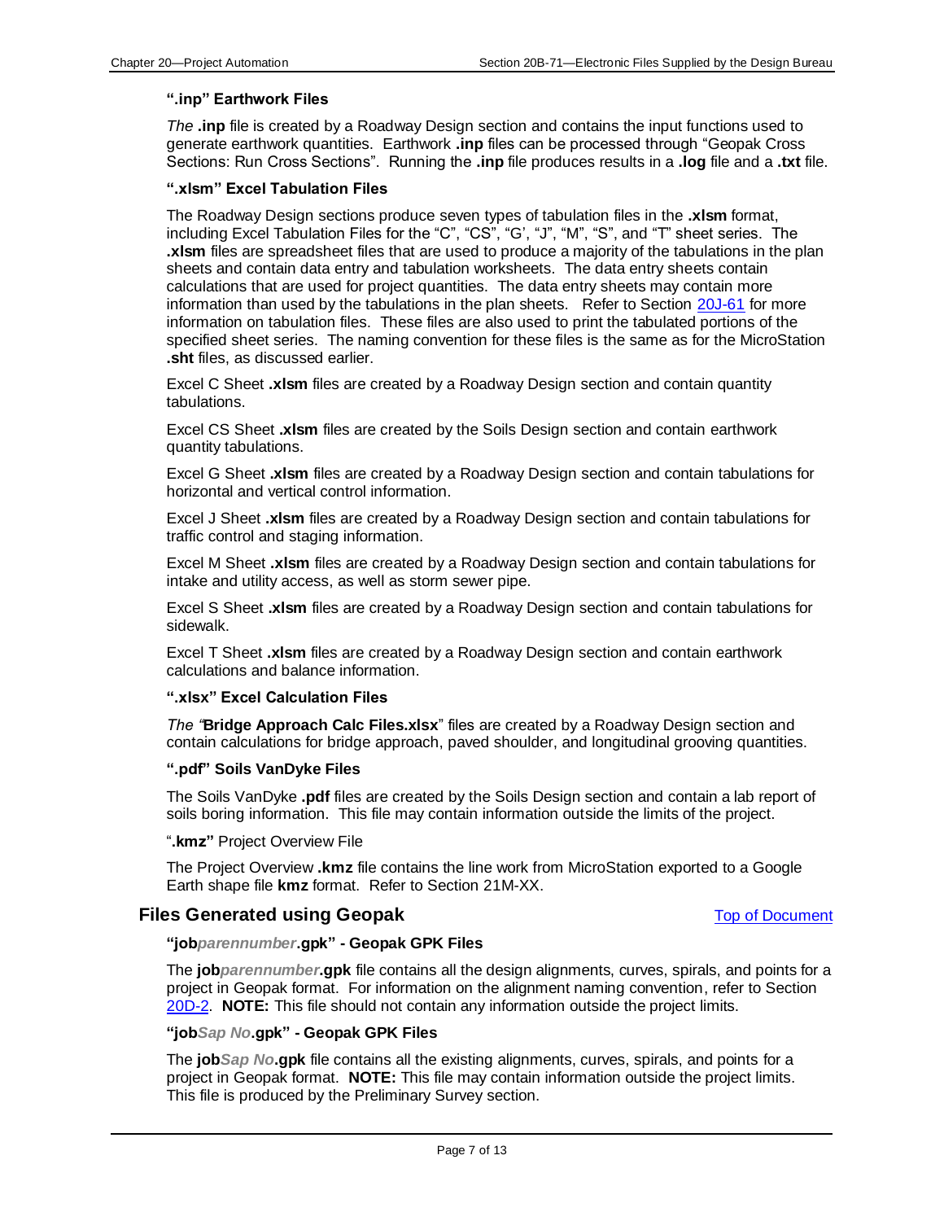#### ".inp" Earthwork Files

*The* **.inp** file is created by a Roadway Design section and contains the input functions used to generate earthwork quantities. Earthwork **.inp** files can be processed through "Geopak Cross Sections: Run Cross Sections". Running the **.inp** file produces results in a **.log** file and a **.txt** file.

#### ".xlsm" Excel Tabulation Files

The Roadway Design sections produce seven types of tabulation files in the **.xlsm** format, including Excel Tabulation Files for the "C", "CS", "G', "J", "M", "S", and "T" sheet series. The **.xlsm** files are spreadsheet files that are used to produce a majority of the tabulations in the plan sheets and contain data entry and tabulation worksheets. The data entry sheets contain calculations that are used for project quantities. The data entry sheets may contain more information than used by the tabulations in the plan sheets. Refer to Section 20J-61 for more information on tabulation files. These files are also used to print the tabulated portions of the specified sheet series. The naming convention for these files is the same as for the MicroStation **.sht** files, as discussed earlier.

Excel C Sheet **.xlsm** files are created by a Roadway Design section and contain quantity tabulations.

Excel CS Sheet **.xlsm** files are created by the Soils Design section and contain earthwork quantity tabulations.

Excel G Sheet **.xlsm** files are created by a Roadway Design section and contain tabulations for horizontal and vertical control information.

Excel J Sheet **.xlsm** files are created by a Roadway Design section and contain tabulations for traffic control and staging information.

Excel M Sheet **.xlsm** files are created by a Roadway Design section and contain tabulations for intake and utility access, as well as storm sewer pipe.

Excel S Sheet **.xlsm** files are created by a Roadway Design section and contain tabulations for sidewalk.

Excel T Sheet **.xlsm** files are created by a Roadway Design section and contain earthwork calculations and balance information.

#### ".xlsx" Excel Calculation Files

*The "***Bridge Approach Calc Files.xlsx**" files are created by a Roadway Design section and contain calculations for bridge approach, paved shoulder, and longitudinal grooving quantities.

#### ".pdf" Soils VanDyke Files

The Soils VanDyke **.pdf** files are created by the Soils Design section and contain a lab report of soils boring information. This file may contain information outside the limits of the project.

"**.kmz"** Project Overview File

The Project Overview **.kmz** file contains the line work from MicroStation exported to a Google Earth shape file **kmz** format. Refer to Section 21M-XX.

## Files Generated using Geopak

Top of Document

#### "job*parennumber*.gpk" - Geopak GPK Files

The **job*parennumber*.gpk** file contains all the design alignments, curves, spirals, and points for a project in Geopak format. For information on the alignment naming convention, refer to Section 20D-2. **NOTE:** This file should not contain any information outside the project limits.

#### "job*Sap No*.gpk" - Geopak GPK Files

The **job*Sap No*.gpk** file contains all the existing alignments, curves, spirals, and points for a project in Geopak format. **NOTE:** This file may contain information outside the project limits. This file is produced by the Preliminary Survey section.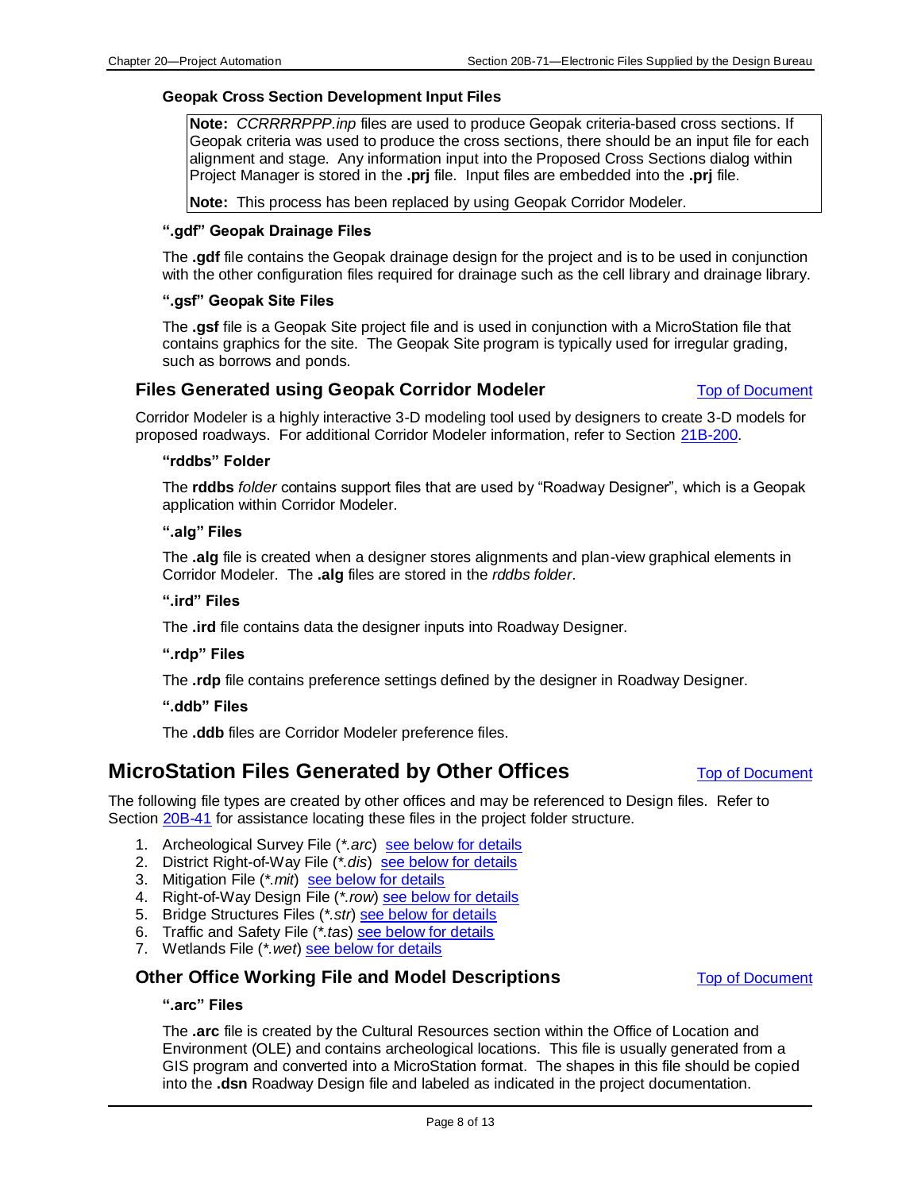#### Geopak Cross Section Development Input Files

> **Note:** *CCRRRRPPP.inp* files are used to produce Geopak criteria-based cross sections. If Geopak criteria was used to produce the cross sections, there should be an input file for each alignment and stage. Any information input into the Proposed Cross Sections dialog within Project Manager is stored in the **.prj** file. Input files are embedded into the **.prj** file.
>
> **Note:** This process has been replaced by using Geopak Corridor Modeler.

#### ".gdf" Geopak Drainage Files

The **.gdf** file contains the Geopak drainage design for the project and is to be used in conjunction with the other configuration files required for drainage such as the cell library and drainage library.

#### ".gsf" Geopak Site Files

The **.gsf** file is a Geopak Site project file and is used in conjunction with a MicroStation file that contains graphics for the site. The Geopak Site program is typically used for irregular grading, such as borrows and ponds.

### Files Generated using Geopak Corridor Modeler

Top of Document

Corridor Modeler is a highly interactive 3-D modeling tool used by designers to create 3-D models for proposed roadways. For additional Corridor Modeler information, refer to Section 21B-200.

#### "rddbs" Folder

The **rddbs** *folder* contains support files that are used by "Roadway Designer", which is a Geopak application within Corridor Modeler.

#### ".alg" Files

The **.alg** file is created when a designer stores alignments and plan-view graphical elements in Corridor Modeler. The **.alg** files are stored in the *rddbs folder*.

#### ".ird" Files

The **.ird** file contains data the designer inputs into Roadway Designer.

#### ".rdp" Files

The **.rdp** file contains preference settings defined by the designer in Roadway Designer.

#### ".ddb" Files

The **.ddb** files are Corridor Modeler preference files.

## MicroStation Files Generated by Other Offices

Top of Document

The following file types are created by other offices and may be referenced to Design files. Refer to Section 20B-41 for assistance locating these files in the project folder structure.

1. Archeological Survey File (*\*.arc*) see below for details
2. District Right-of-Way File (*\*.dis*) see below for details
3. Mitigation File (*\*.mit*) see below for details
4. Right-of-Way Design File (*\*.row*) see below for details
5. Bridge Structures Files (*\*.str*) see below for details
6. Traffic and Safety File (*\*.tas*) see below for details
7. Wetlands File (*\*.wet*) see below for details

### Other Office Working File and Model Descriptions

Top of Document

#### ".arc" Files

The **.arc** file is created by the Cultural Resources section within the Office of Location and Environment (OLE) and contains archeological locations. This file is usually generated from a GIS program and converted into a MicroStation format. The shapes in this file should be copied into the **.dsn** Roadway Design file and labeled as indicated in the project documentation.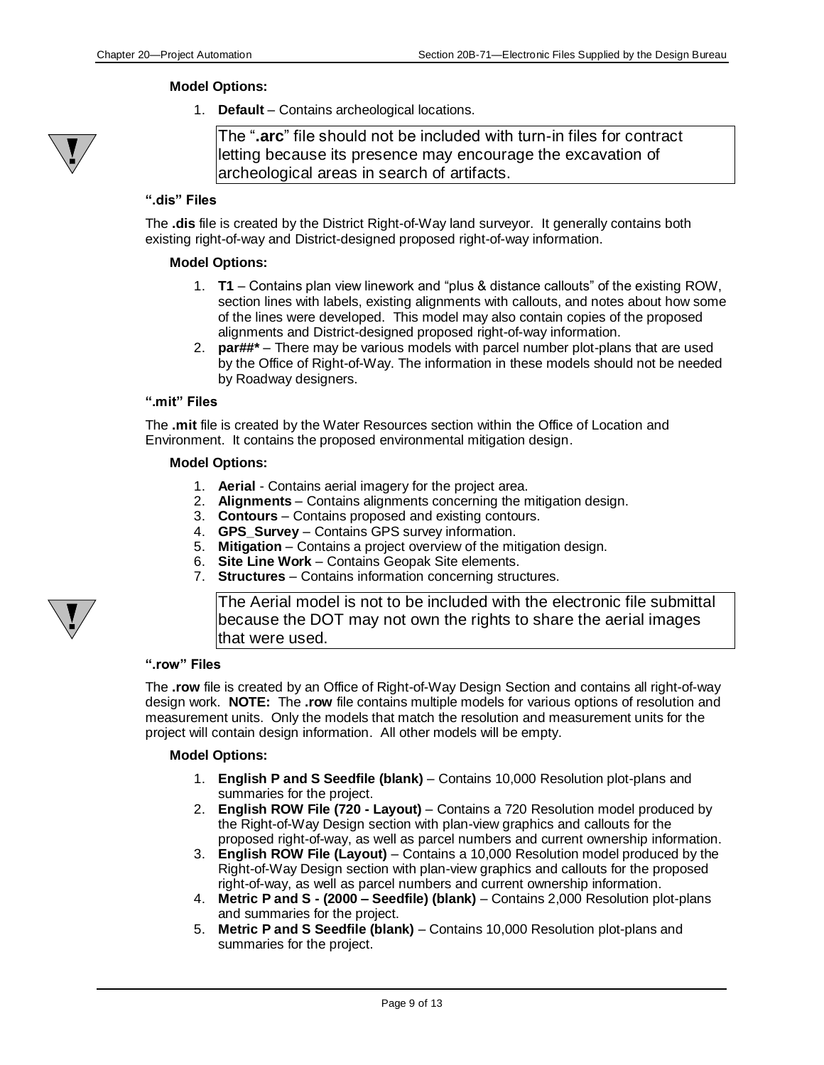**Model Options:**

1. **Default** – Contains archeological locations.

> The "**.arc**" file should not be included with turn-in files for contract letting because its presence may encourage the excavation of archeological areas in search of artifacts.

### ".dis" Files

The **.dis** file is created by the District Right-of-Way land surveyor. It generally contains both existing right-of-way and District-designed proposed right-of-way information.

**Model Options:**

1. **T1** – Contains plan view linework and "plus & distance callouts" of the existing ROW, section lines with labels, existing alignments with callouts, and notes about how some of the lines were developed. This model may also contain copies of the proposed alignments and District-designed proposed right-of-way information.
2. **par##*** – There may be various models with parcel number plot-plans that are used by the Office of Right-of-Way. The information in these models should not be needed by Roadway designers.

### ".mit" Files

The **.mit** file is created by the Water Resources section within the Office of Location and Environment. It contains the proposed environmental mitigation design.

**Model Options:**

1. **Aerial** - Contains aerial imagery for the project area.
2. **Alignments** – Contains alignments concerning the mitigation design.
3. **Contours** – Contains proposed and existing contours.
4. **GPS_Survey** – Contains GPS survey information.
5. **Mitigation** – Contains a project overview of the mitigation design.
6. **Site Line Work** – Contains Geopak Site elements.
7. **Structures** – Contains information concerning structures.

> The Aerial model is not to be included with the electronic file submittal because the DOT may not own the rights to share the aerial images that were used.

### ".row" Files

The **.row** file is created by an Office of Right-of-Way Design Section and contains all right-of-way design work. **NOTE:** The **.row** file contains multiple models for various options of resolution and measurement units. Only the models that match the resolution and measurement units for the project will contain design information. All other models will be empty.

**Model Options:**

1. **English P and S Seedfile (blank)** – Contains 10,000 Resolution plot-plans and summaries for the project.
2. **English ROW File (720 - Layout)** – Contains a 720 Resolution model produced by the Right-of-Way Design section with plan-view graphics and callouts for the proposed right-of-way, as well as parcel numbers and current ownership information.
3. **English ROW File (Layout)** – Contains a 10,000 Resolution model produced by the Right-of-Way Design section with plan-view graphics and callouts for the proposed right-of-way, as well as parcel numbers and current ownership information.
4. **Metric P and S - (2000 – Seedfile) (blank)** – Contains 2,000 Resolution plot-plans and summaries for the project.
5. **Metric P and S Seedfile (blank)** – Contains 10,000 Resolution plot-plans and summaries for the project.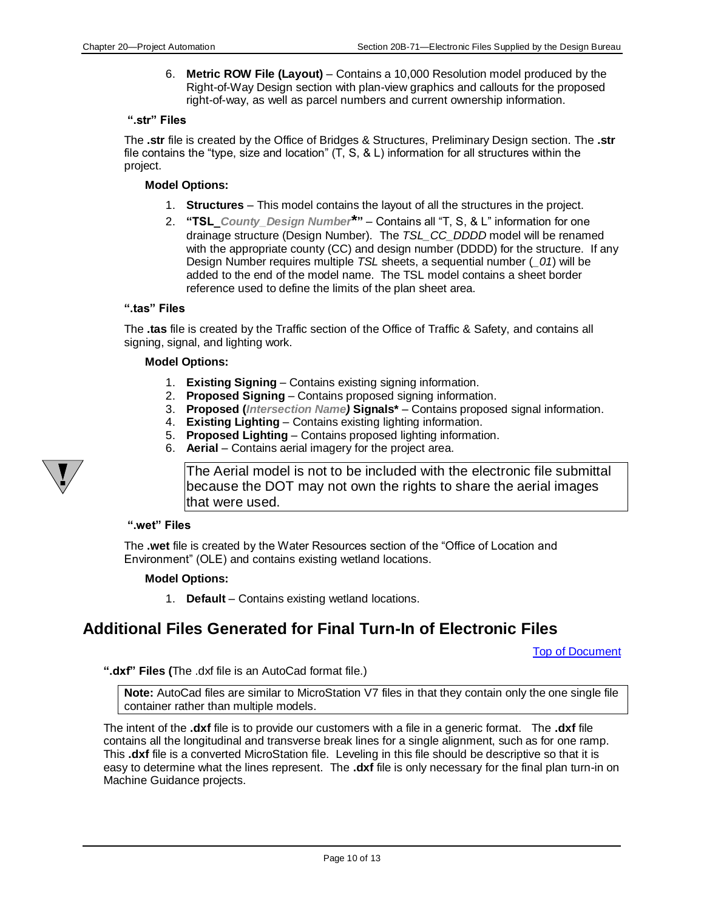6. **Metric ROW File (Layout)** – Contains a 10,000 Resolution model produced by the Right-of-Way Design section with plan-view graphics and callouts for the proposed right-of-way, as well as parcel numbers and current ownership information.

### ".str" Files

The **.str** file is created by the Office of Bridges & Structures, Preliminary Design section. The **.str** file contains the "type, size and location" (T, S, & L) information for all structures within the project.

**Model Options:**

1. **Structures** – This model contains the layout of all the structures in the project.
2. **"TSL\_*County\_Design Number*\*"** – Contains all "T, S, & L" information for one drainage structure (Design Number). The *TSL_CC_DDDD* model will be renamed with the appropriate county (CC) and design number (DDDD) for the structure. If any Design Number requires multiple *TSL* sheets, a sequential number (*\_01*) will be added to the end of the model name. The TSL model contains a sheet border reference used to define the limits of the plan sheet area.

### ".tas" Files

The **.tas** file is created by the Traffic section of the Office of Traffic & Safety, and contains all signing, signal, and lighting work.

**Model Options:**

1. **Existing Signing** – Contains existing signing information.
2. **Proposed Signing** – Contains proposed signing information.
3. **Proposed (*Intersection Name*) Signals\*** – Contains proposed signal information.
4. **Existing Lighting** – Contains existing lighting information.
5. **Proposed Lighting** – Contains proposed lighting information.
6. **Aerial** – Contains aerial imagery for the project area.

> The Aerial model is not to be included with the electronic file submittal because the DOT may not own the rights to share the aerial images that were used.

### ".wet" Files

The **.wet** file is created by the Water Resources section of the "Office of Location and Environment" (OLE) and contains existing wetland locations.

**Model Options:**

1. **Default** – Contains existing wetland locations.

## Additional Files Generated for Final Turn-In of Electronic Files

Top of Document

**".dxf" Files (**The .dxf file is an AutoCad format file.)

> **Note:** AutoCad files are similar to MicroStation V7 files in that they contain only the one single file container rather than multiple models.

The intent of the **.dxf** file is to provide our customers with a file in a generic format. The **.dxf** file contains all the longitudinal and transverse break lines for a single alignment, such as for one ramp. This **.dxf** file is a converted MicroStation file. Leveling in this file should be descriptive so that it is easy to determine what the lines represent. The **.dxf** file is only necessary for the final plan turn-in on Machine Guidance projects.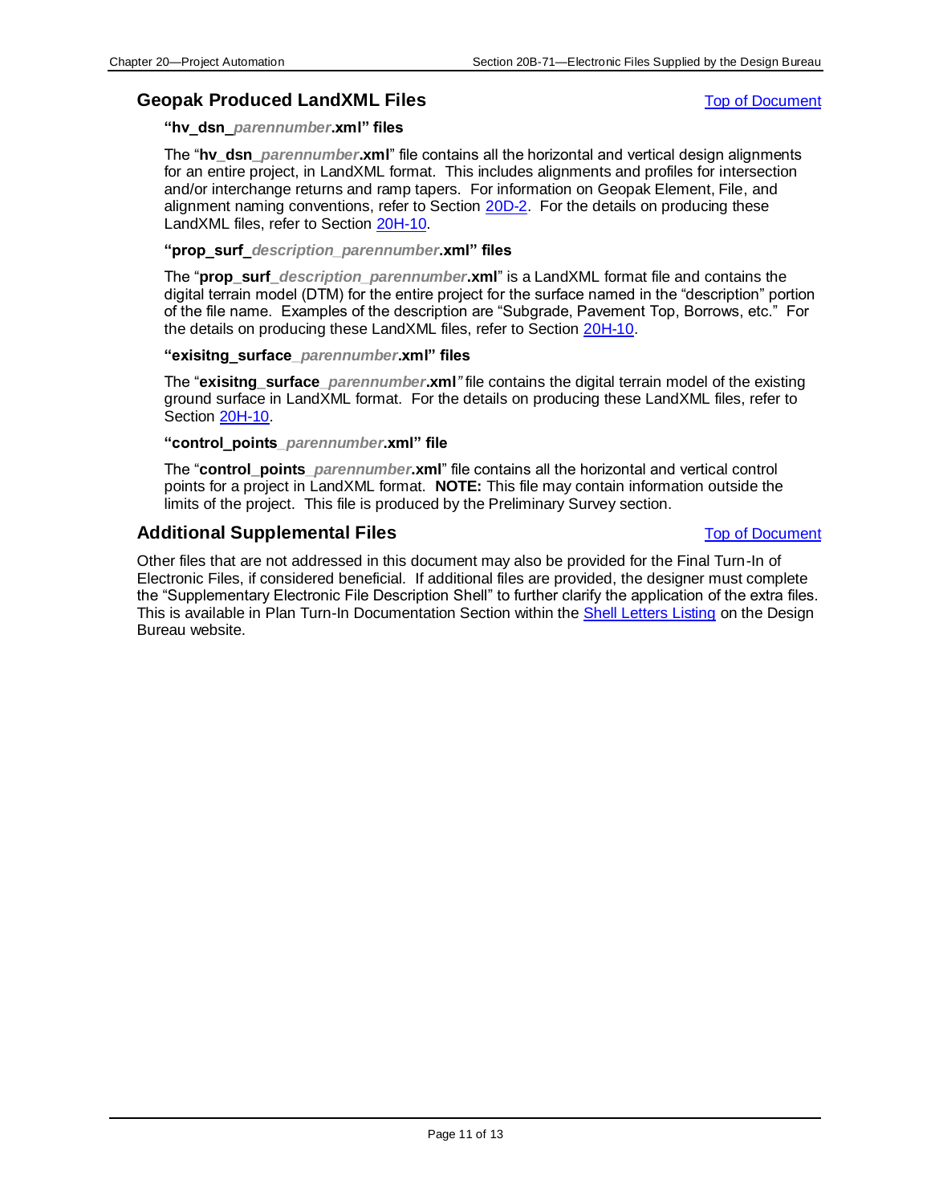## Geopak Produced LandXML Files

Top of Document

**"hv_dsn_*parennumber*.xml" files**

The "**hv_dsn_*parennumber*.xml**" file contains all the horizontal and vertical design alignments for an entire project, in LandXML format. This includes alignments and profiles for intersection and/or interchange returns and ramp tapers. For information on Geopak Element, File, and alignment naming conventions, refer to Section 20D-2. For the details on producing these LandXML files, refer to Section 20H-10.

**"prop_surf_*description_parennumber*.xml" files**

The "**prop_surf_*description_parennumber*.xml**" is a LandXML format file and contains the digital terrain model (DTM) for the entire project for the surface named in the "description" portion of the file name. Examples of the description are "Subgrade, Pavement Top, Borrows, etc." For the details on producing these LandXML files, refer to Section 20H-10.

**"exisitng_surface_*parennumber*.xml" files**

The "**exisitng_surface_*parennumber*.xml**" file contains the digital terrain model of the existing ground surface in LandXML format. For the details on producing these LandXML files, refer to Section 20H-10.

**"control_points_*parennumber*.xml" file**

The "**control_points_*parennumber*.xml**" file contains all the horizontal and vertical control points for a project in LandXML format. **NOTE:** This file may contain information outside the limits of the project. This file is produced by the Preliminary Survey section.

## Additional Supplemental Files

Top of Document

Other files that are not addressed in this document may also be provided for the Final Turn-In of Electronic Files, if considered beneficial. If additional files are provided, the designer must complete the "Supplementary Electronic File Description Shell" to further clarify the application of the extra files. This is available in Plan Turn-In Documentation Section within the Shell Letters Listing on the Design Bureau website.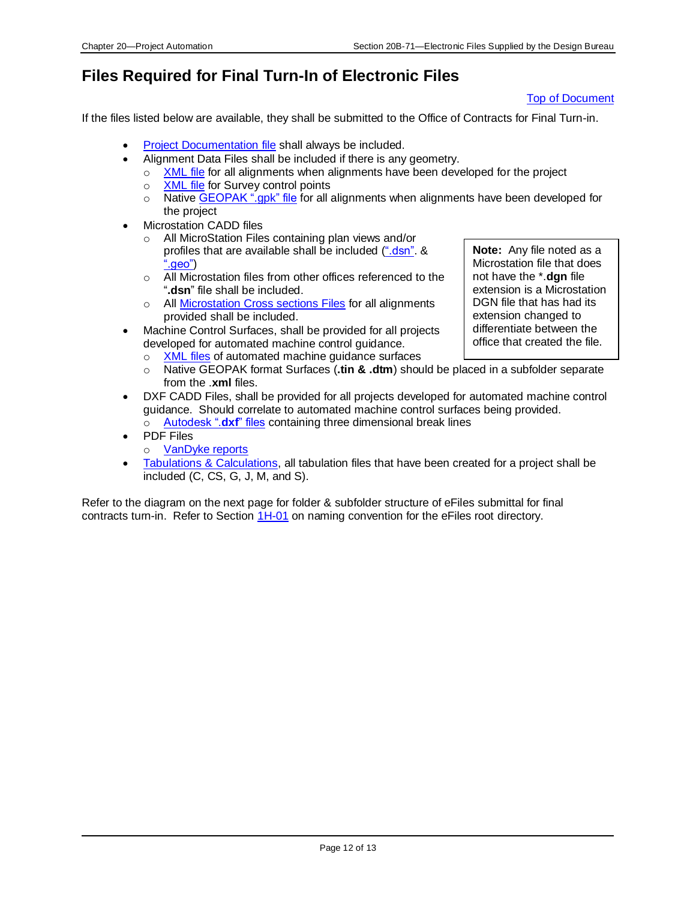# Files Required for Final Turn-In of Electronic Files

Top of Document

If the files listed below are available, they shall be submitted to the Office of Contracts for Final Turn-in.

- Project Documentation file shall always be included.
- Alignment Data Files shall be included if there is any geometry.
  - XML file for all alignments when alignments have been developed for the project
  - XML file for Survey control points
  - Native GEOPAK ".gpk" file for all alignments when alignments have been developed for the project
- Microstation CADD files
  - All MicroStation Files containing plan views and/or profiles that are available shall be included (".dsn". & ".geo")
  - All Microstation files from other offices referenced to the "**.dsn**" file shall be included.
  - All Microstation Cross sections Files for all alignments provided shall be included.
- Machine Control Surfaces, shall be provided for all projects developed for automated machine control guidance.
  - XML files of automated machine guidance surfaces
  - Native GEOPAK format Surfaces (**.tin & .dtm**) should be placed in a subfolder separate from the .**xml** files.
- DXF CADD Files, shall be provided for all projects developed for automated machine control guidance. Should correlate to automated machine control surfaces being provided.
  - Autodesk ".**dxf**" files containing three dimensional break lines
- PDF Files
  - VanDyke reports
- Tabulations & Calculations, all tabulation files that have been created for a project shall be included (C, CS, G, J, M, and S).

> **Note:** Any file noted as a Microstation file that does not have the *.**dgn** file extension is a Microstation DGN file that has had its extension changed to differentiate between the office that created the file.

Refer to the diagram on the next page for folder & subfolder structure of eFiles submittal for final contracts turn-in. Refer to Section 1H-01 on naming convention for the eFiles root directory.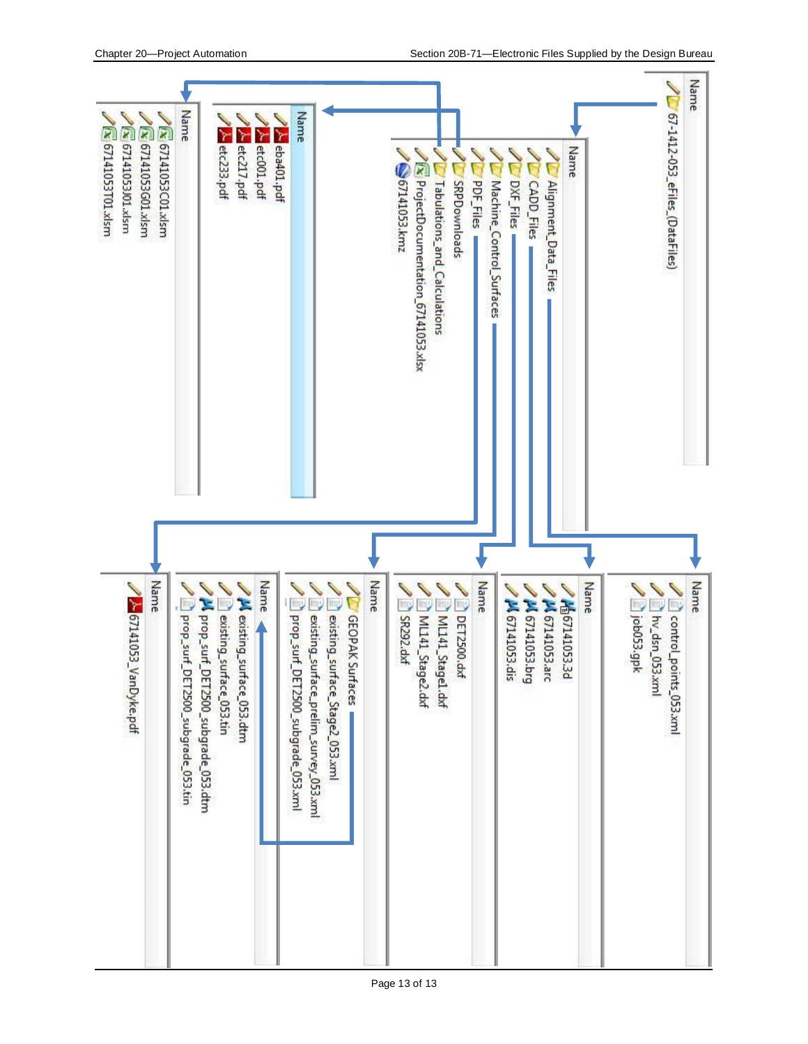Name
- 67-1412-053_eFiles_(DataFiles)

Name
- Alignment_Data_Files
- CADD_Files
- DXF_Files
- Machine_Control_Surfaces
- PDF_Files
- SRPDownloads
- Tabulations_and_Calculations
- ProjectDocumentation_67141053.xlsx
- 67141053.kmz

Name (SRPDownloads)
- eba401.pdf
- etc001.pdf
- etc217.pdf
- etc233.pdf

Name (Tabulations_and_Calculations)
- 67141053C01.xlsm
- 67141053G01.xlsm
- 67141053J01.xlsm
- 67141053T01.xlsm

Name (Alignment_Data_Files)
- control_points_053.xml
- hv_dsn_053.xml
- job053.gpk

Name (CADD_Files)
- 67141053.3d
- 67141053.arc
- 67141053.brg
- 67141053.dis

Name (DXF_Files)
- DET2500.dxf
- ML141_Stage1.dxf
- ML141_Stage2.dxf
- SR292.dxf

Name (Machine_Control_Surfaces)
- GEOPAK Surfaces
- existing_surface_Stage2_053.xml
- existing_surface_prelim_survey_053.xml
- prop_surf_DET2500_subgrade_053.xml

Name (GEOPAK Surfaces)
- existing_surface_053.dtm
- existing_surface_053.tin
- prop_surf_DET2500_subgrade_053.dtm
- prop_surf_DET2500_subgrade_053.tin

Name (PDF_Files)
- 67141053_VanDyke.pdf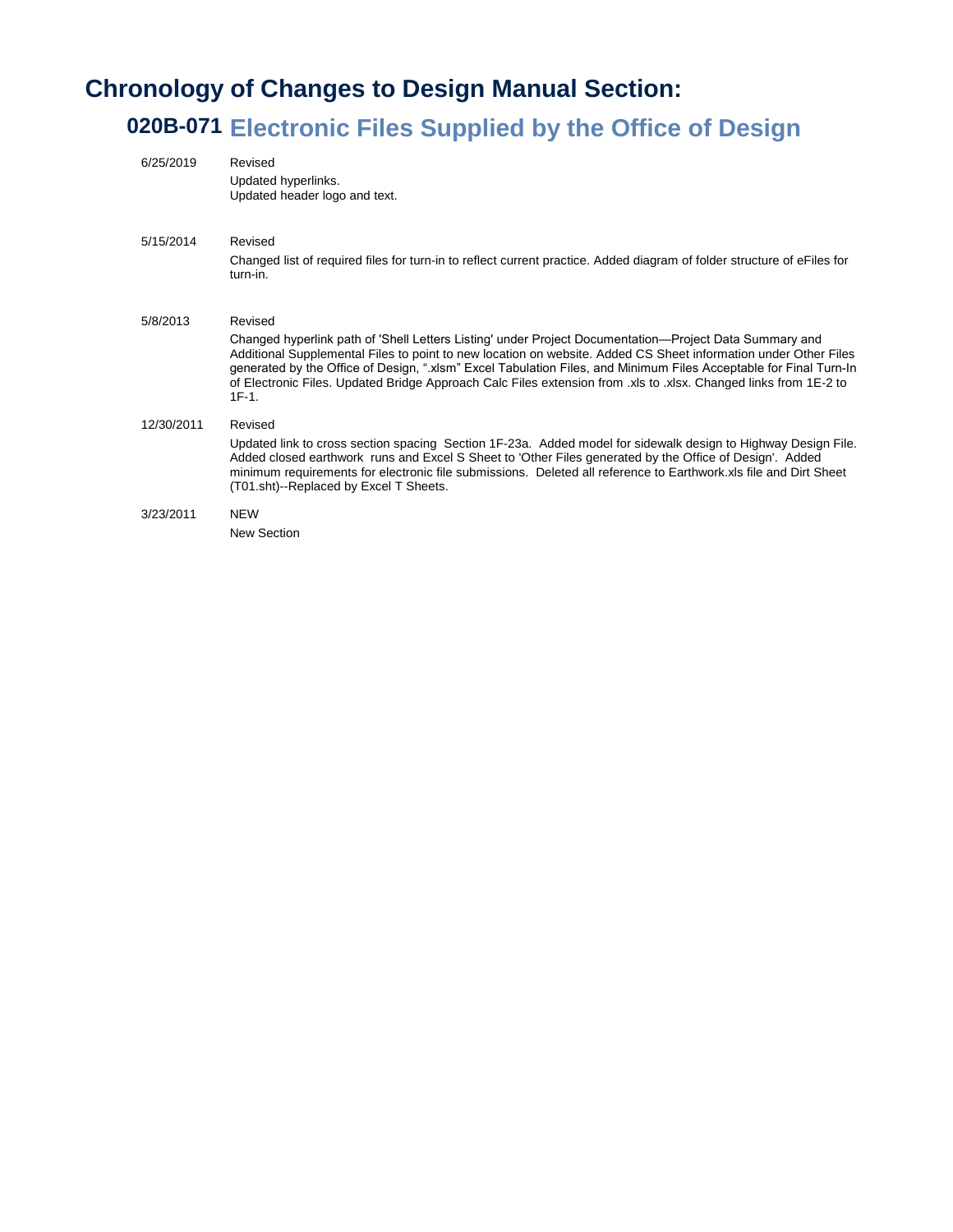# Chronology of Changes to Design Manual Section:

## 020B-071 Electronic Files Supplied by the Office of Design

6/25/2019 Revised

Updated hyperlinks.
Updated header logo and text.

5/15/2014 Revised

Changed list of required files for turn-in to reflect current practice. Added diagram of folder structure of eFiles for turn-in.

5/8/2013 Revised

Changed hyperlink path of 'Shell Letters Listing' under Project Documentation—Project Data Summary and Additional Supplemental Files to point to new location on website. Added CS Sheet information under Other Files generated by the Office of Design, ".xlsm" Excel Tabulation Files, and Minimum Files Acceptable for Final Turn-In of Electronic Files. Updated Bridge Approach Calc Files extension from .xls to .xlsx. Changed links from 1E-2 to 1F-1.

12/30/2011 Revised

Updated link to cross section spacing Section 1F-23a. Added model for sidewalk design to Highway Design File. Added closed earthwork runs and Excel S Sheet to 'Other Files generated by the Office of Design'. Added minimum requirements for electronic file submissions. Deleted all reference to Earthwork.xls file and Dirt Sheet (T01.sht)--Replaced by Excel T Sheets.

3/23/2011 NEW

New Section